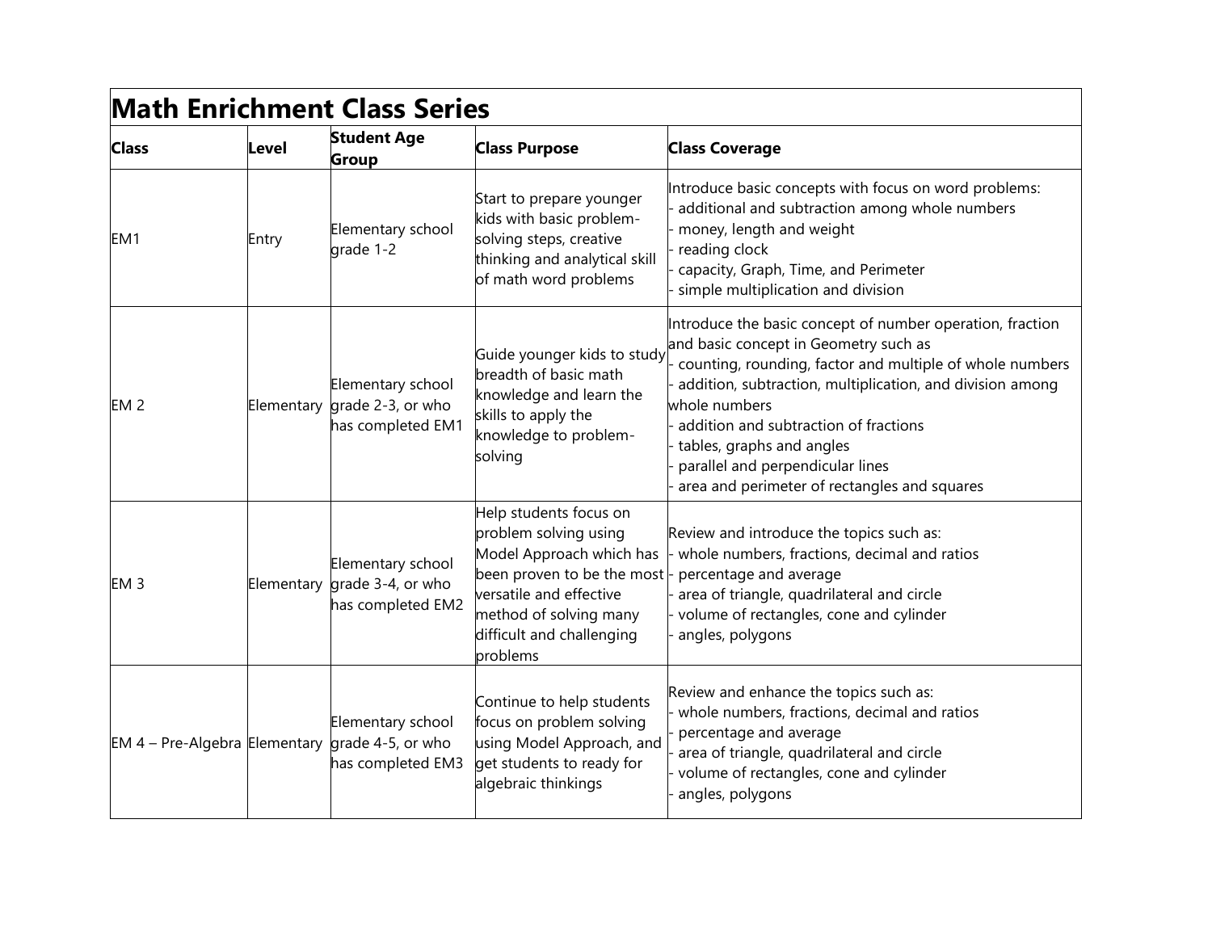# Math Enrichment Class Series

| Class | Level | Student Age Group | Class Purpose | Class Coverage |
|---|---|---|---|---|
| EM1 | Entry | Elementary school grade 1-2 | Start to prepare younger kids with basic problem-solving steps, creative thinking and analytical skill of math word problems | Introduce basic concepts with focus on word problems:<br>- additional and subtraction among whole numbers<br>- money, length and weight<br>- reading clock<br>- capacity, Graph, Time, and Perimeter<br>- simple multiplication and division |
| EM 2 | Elementary | Elementary school grade 2-3, or who has completed EM1 | Guide younger kids to study breadth of basic math knowledge and learn the skills to apply the knowledge to problem-solving | Introduce the basic concept of number operation, fraction and basic concept in Geometry such as<br>- counting, rounding, factor and multiple of whole numbers<br>- addition, subtraction, multiplication, and division among whole numbers<br>- addition and subtraction of fractions<br>- tables, graphs and angles<br>- parallel and perpendicular lines<br>- area and perimeter of rectangles and squares |
| EM 3 | Elementary | Elementary school grade 3-4, or who has completed EM2 | Help students focus on problem solving using Model Approach which has been proven to be the most versatile and effective method of solving many difficult and challenging problems | Review and introduce the topics such as:<br>- whole numbers, fractions, decimal and ratios<br>- percentage and average<br>- area of triangle, quadrilateral and circle<br>- volume of rectangles, cone and cylinder<br>- angles, polygons |
| EM 4 – Pre-Algebra | Elementary | Elementary school grade 4-5, or who has completed EM3 | Continue to help students focus on problem solving using Model Approach, and get students to ready for algebraic thinkings | Review and enhance the topics such as:<br>- whole numbers, fractions, decimal and ratios<br>- percentage and average<br>- area of triangle, quadrilateral and circle<br>- volume of rectangles, cone and cylinder<br>- angles, polygons |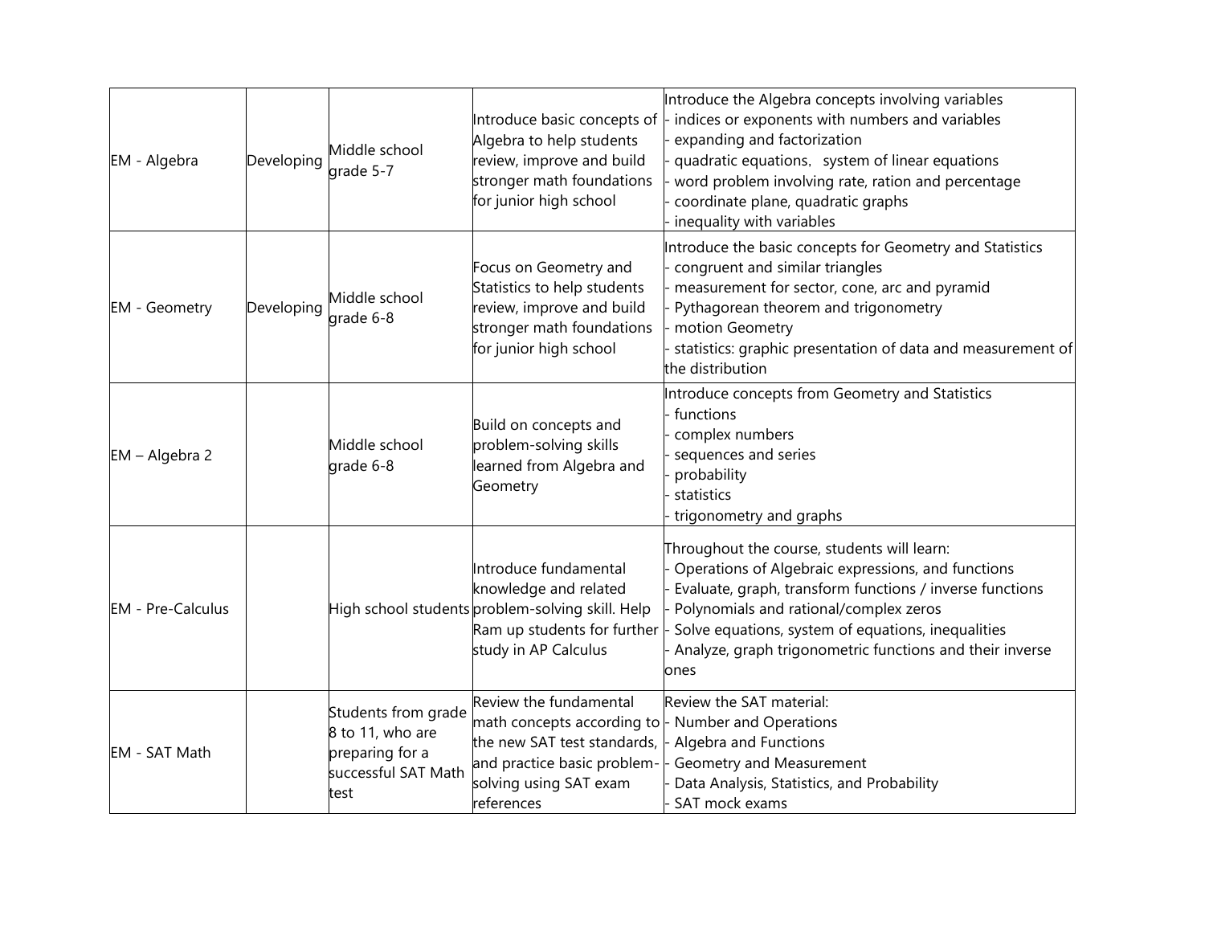| | | | | |
|---|---|---|---|---|
| EM - Algebra | Developing | Middle school grade 5-7 | Introduce basic concepts of Algebra to help students review, improve and build stronger math foundations for junior high school | Introduce the Algebra concepts involving variables<br>- indices or exponents with numbers and variables<br>- expanding and factorization<br>- quadratic equations, system of linear equations<br>- word problem involving rate, ration and percentage<br>- coordinate plane, quadratic graphs<br>- inequality with variables |
| EM - Geometry | Developing | Middle school grade 6-8 | Focus on Geometry and Statistics to help students review, improve and build stronger math foundations for junior high school | Introduce the basic concepts for Geometry and Statistics<br>- congruent and similar triangles<br>- measurement for sector, cone, arc and pyramid<br>- Pythagorean theorem and trigonometry<br>- motion Geometry<br>- statistics: graphic presentation of data and measurement of the distribution |
| EM – Algebra 2 | | Middle school grade 6-8 | Build on concepts and problem-solving skills learned from Algebra and Geometry | Introduce concepts from Geometry and Statistics<br>- functions<br>- complex numbers<br>- sequences and series<br>- probability<br>- statistics<br>- trigonometry and graphs |
| EM - Pre-Calculus | | High school students | Introduce fundamental knowledge and related problem-solving skill. Help Ram up students for further study in AP Calculus | Throughout the course, students will learn:<br>- Operations of Algebraic expressions, and functions<br>- Evaluate, graph, transform functions / inverse functions<br>- Polynomials and rational/complex zeros<br>- Solve equations, system of equations, inequalities<br>- Analyze, graph trigonometric functions and their inverse ones |
| EM - SAT Math | | Students from grade 8 to 11, who are preparing for a successful SAT Math test | Review the fundamental math concepts according to the new SAT test standards, and practice basic problem-solving using SAT exam references | Review the SAT material:<br>- Number and Operations<br>- Algebra and Functions<br>- Geometry and Measurement<br>- Data Analysis, Statistics, and Probability<br>- SAT mock exams |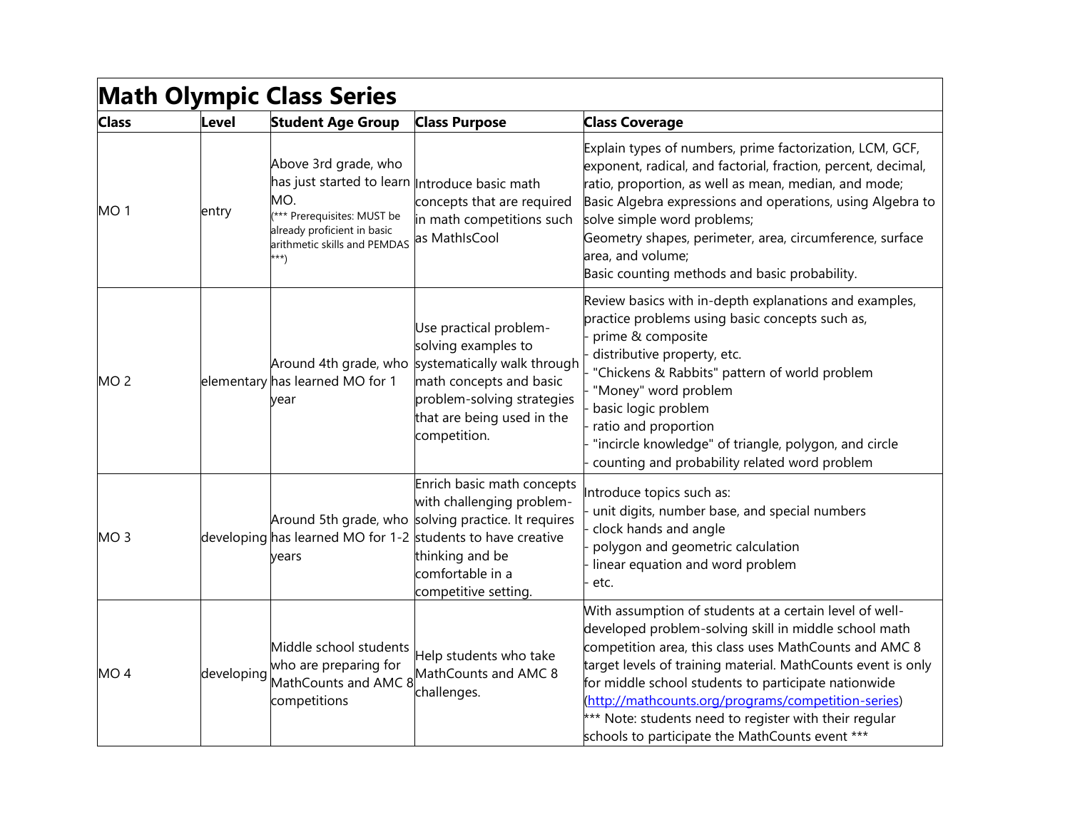# Math Olympic Class Series

| Class | Level | Student Age Group | Class Purpose | Class Coverage |
|---|---|---|---|---|
| MO 1 | entry | Above 3rd grade, who has just started to learn MO. (*** Prerequisites: MUST be already proficient in basic arithmetic skills and PEMDAS ***) | Introduce basic math concepts that are required in math competitions such as MathIsCool | Explain types of numbers, prime factorization, LCM, GCF, exponent, radical, and factorial, fraction, percent, decimal, ratio, proportion, as well as mean, median, and mode;<br>Basic Algebra expressions and operations, using Algebra to solve simple word problems;<br>Geometry shapes, perimeter, area, circumference, surface area, and volume;<br>Basic counting methods and basic probability. |
| MO 2 | elementary | Around 4th grade, who has learned MO for 1 year | Use practical problem-solving examples to systematically walk through math concepts and basic problem-solving strategies that are being used in the competition. | Review basics with in-depth explanations and examples, practice problems using basic concepts such as,<br>- prime & composite<br>- distributive property, etc.<br>- "Chickens & Rabbits" pattern of world problem<br>- "Money" word problem<br>- basic logic problem<br>- ratio and proportion<br>- "incircle knowledge" of triangle, polygon, and circle<br>- counting and probability related word problem |
| MO 3 | developing | Around 5th grade, who has learned MO for 1-2 years | Enrich basic math concepts with challenging problem-solving practice. It requires students to have creative thinking and be comfortable in a competitive setting. | Introduce topics such as:<br>- unit digits, number base, and special numbers<br>- clock hands and angle<br>- polygon and geometric calculation<br>- linear equation and word problem<br>- etc. |
| MO 4 | developing | Middle school students who are preparing for MathCounts and AMC 8 competitions | Help students who take MathCounts and AMC 8 challenges. | With assumption of students at a certain level of well-developed problem-solving skill in middle school math competition area, this class uses MathCounts and AMC 8 target levels of training material. MathCounts event is only for middle school students to participate nationwide (http://mathcounts.org/programs/competition-series)<br>*** Note: students need to register with their regular schools to participate the MathCounts event *** |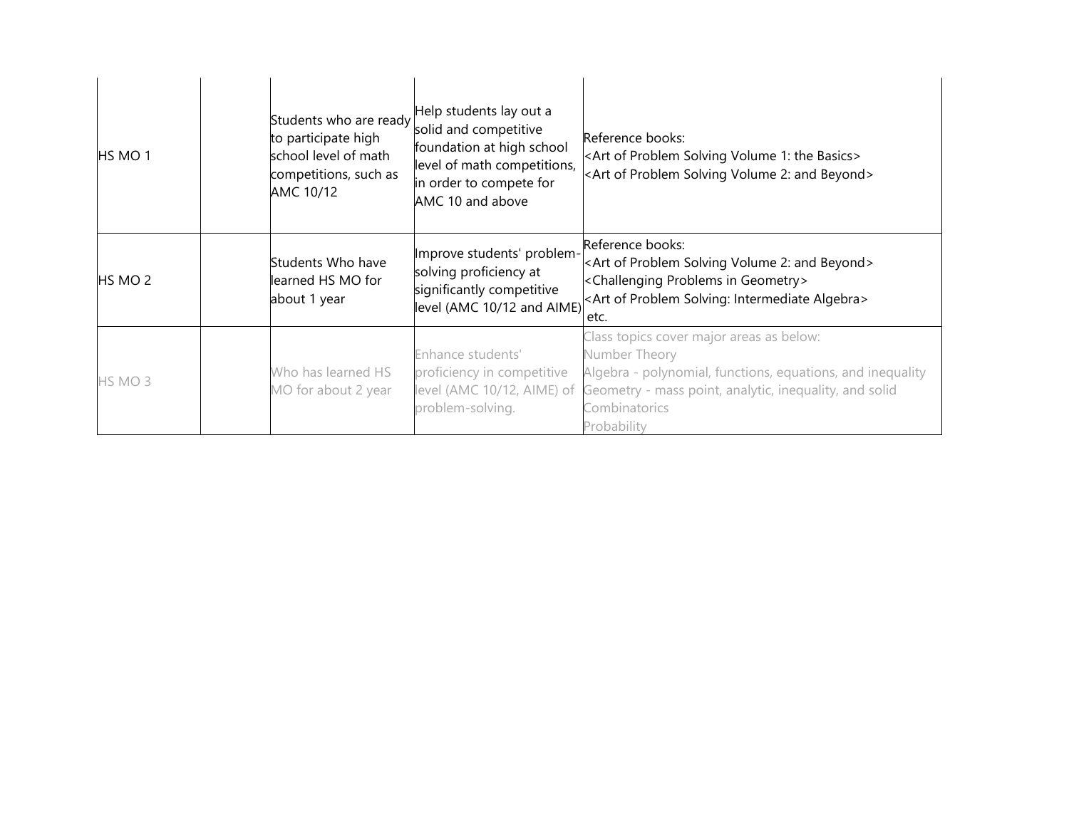| | | | | |
|---|---|---|---|---|
| HS MO 1 | | Students who are ready to participate high school level of math competitions, such as AMC 10/12 | Help students lay out a solid and competitive foundation at high school level of math competitions, in order to compete for AMC 10 and above | Reference books:<br><Art of Problem Solving Volume 1: the Basics><br><Art of Problem Solving Volume 2: and Beyond> |
| HS MO 2 | | Students Who have learned HS MO for about 1 year | Improve students' problem-solving proficiency at significantly competitive level (AMC 10/12 and AIME) | Reference books:<br><Art of Problem Solving Volume 2: and Beyond><br><Challenging Problems in Geometry><br><Art of Problem Solving: Intermediate Algebra><br>etc. |
| HS MO 3 | | Who has learned HS MO for about 2 year | Enhance students' proficiency in competitive level (AMC 10/12, AIME) of problem-solving. | Class topics cover major areas as below:<br>Number Theory<br>Algebra - polynomial, functions, equations, and inequality<br>Geometry - mass point, analytic, inequality, and solid<br>Combinatorics<br>Probability |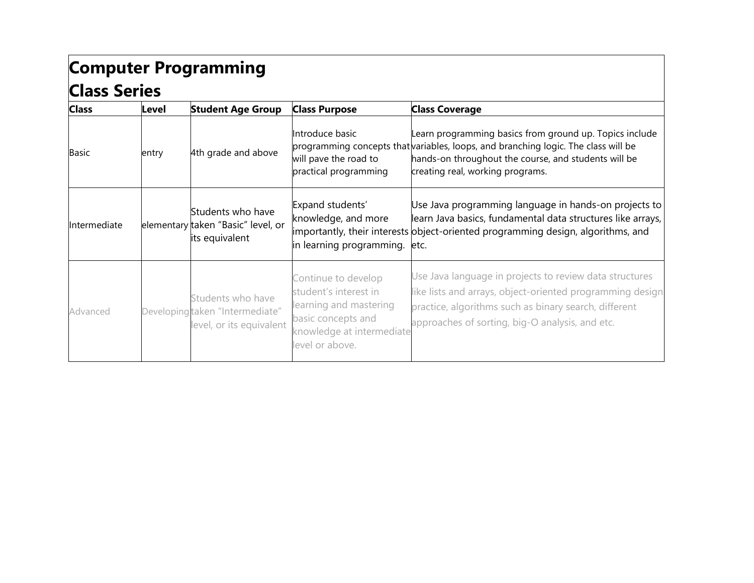# Computer Programming Class Series

| Class | Level | Student Age Group | Class Purpose | Class Coverage |
|---|---|---|---|---|
| Basic | entry | 4th grade and above | Introduce basic programming concepts that will pave the road to practical programming | Learn programming basics from ground up. Topics include variables, loops, and branching logic. The class will be hands-on throughout the course, and students will be creating real, working programs. |
| Intermediate | elementary | Students who have taken “Basic” level, or its equivalent | Expand students’ knowledge, and more importantly, their interests in learning programming. | Use Java programming language in hands-on projects to learn Java basics, fundamental data structures like arrays, object-oriented programming design, algorithms, and etc. |
| Advanced | Developing | Students who have taken “Intermediate” level, or its equivalent | Continue to develop student’s interest in learning and mastering basic concepts and knowledge at intermediate level or above. | Use Java language in projects to review data structures like lists and arrays, object-oriented programming design practice, algorithms such as binary search, different approaches of sorting, big-O analysis, and etc. |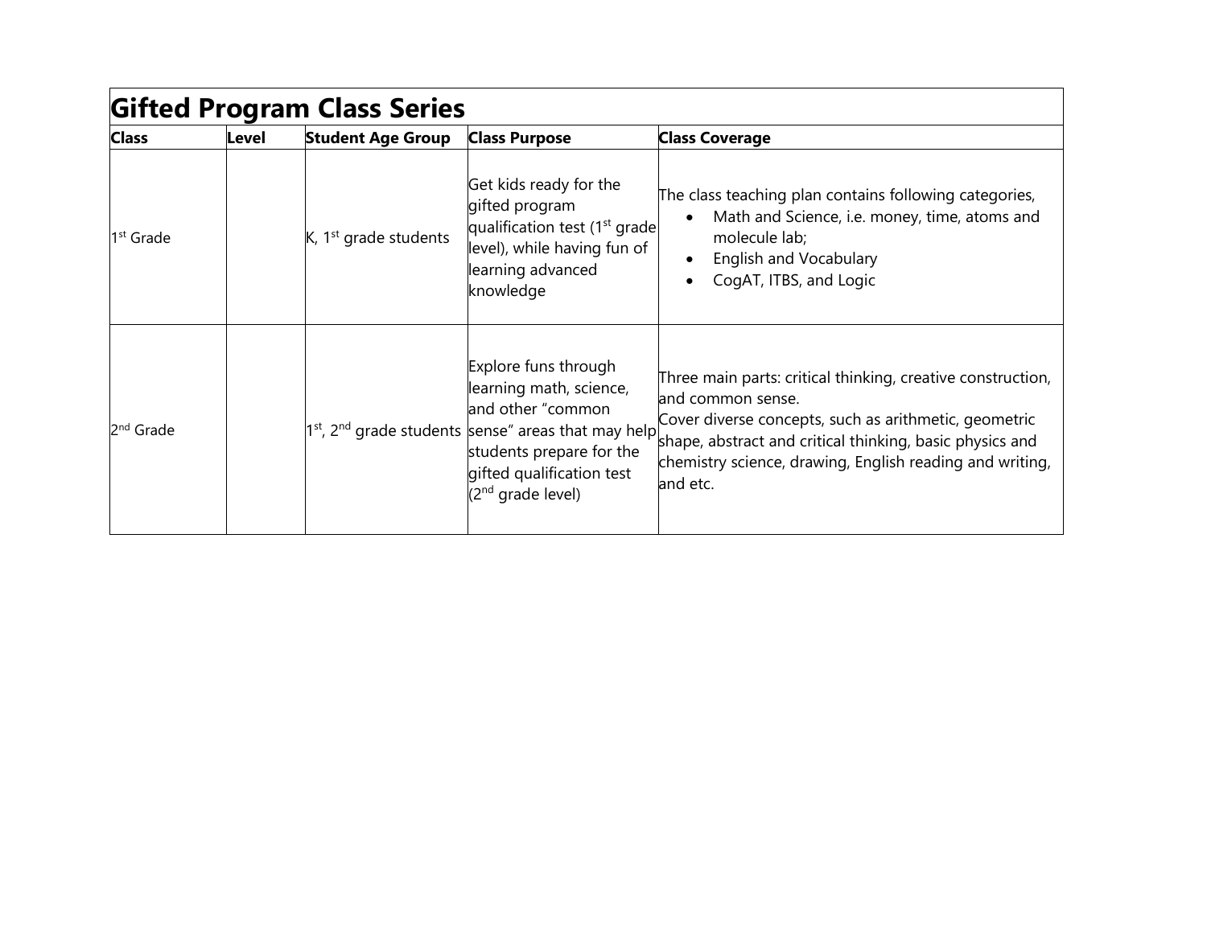# Gifted Program Class Series

| Class | Level | Student Age Group | Class Purpose | Class Coverage |
| --- | --- | --- | --- | --- |
| 1st Grade | | K, 1st grade students | Get kids ready for the gifted program qualification test (1st grade level), while having fun of learning advanced knowledge | The class teaching plan contains following categories,<br>• Math and Science, i.e. money, time, atoms and molecule lab;<br>• English and Vocabulary<br>• CogAT, ITBS, and Logic |
| 2nd Grade | | 1st, 2nd grade students | Explore funs through learning math, science, and other "common sense" areas that may help students prepare for the gifted qualification test (2nd grade level) | Three main parts: critical thinking, creative construction, and common sense.<br>Cover diverse concepts, such as arithmetic, geometric shape, abstract and critical thinking, basic physics and chemistry science, drawing, English reading and writing, and etc. |